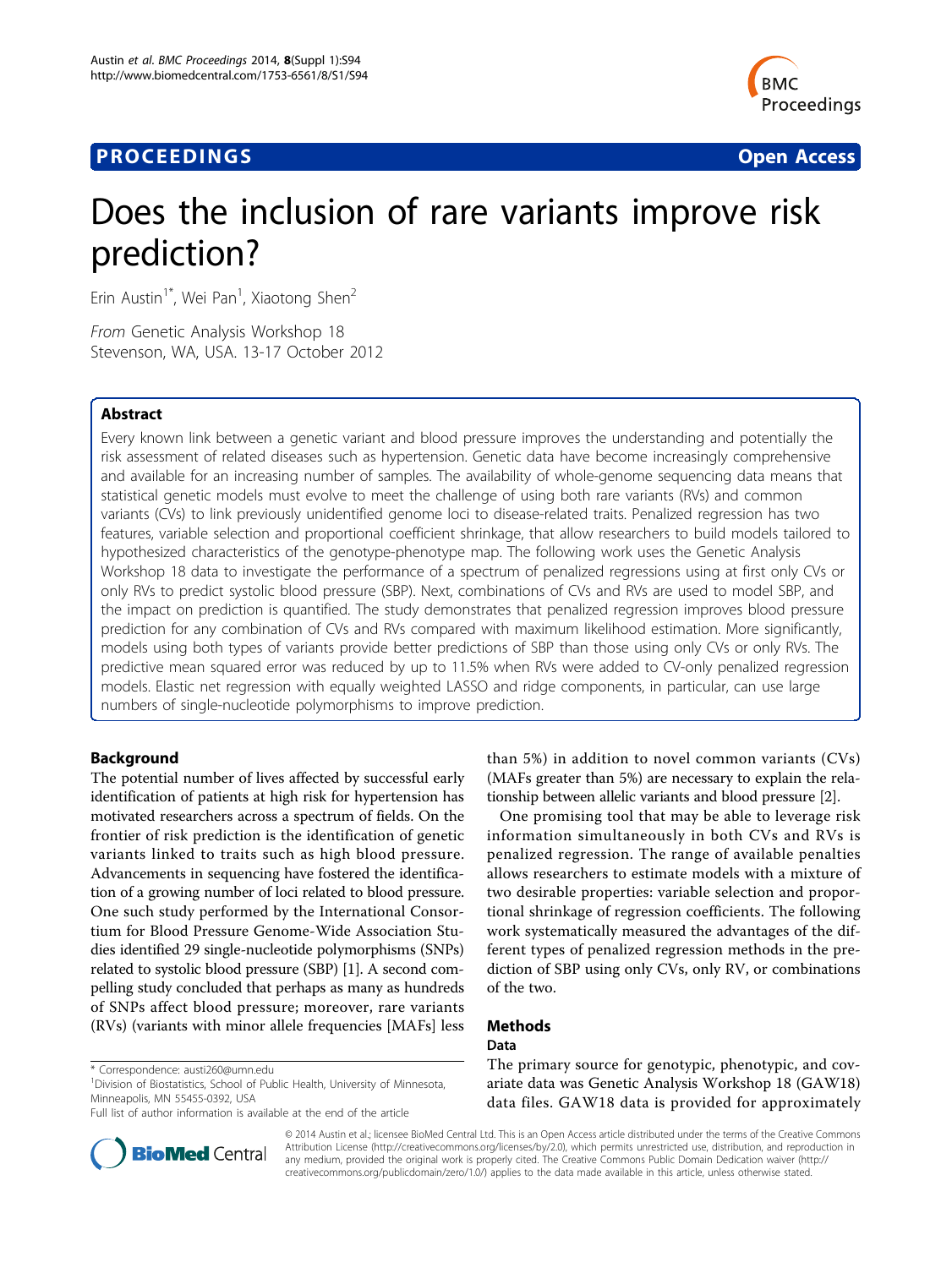PROCEEDINGS Open Access

# Does the inclusion of rare variants improve risk prediction?

Erin Austin[1*], Wei Pan[1], Xiaotong Shen[2]

*From* Genetic Analysis Workshop 18
Stevenson, WA, USA. 13-17 October 2012

## Abstract

Every known link between a genetic variant and blood pressure improves the understanding and potentially the risk assessment of related diseases such as hypertension. Genetic data have become increasingly comprehensive and available for an increasing number of samples. The availability of whole-genome sequencing data means that statistical genetic models must evolve to meet the challenge of using both rare variants (RVs) and common variants (CVs) to link previously unidentified genome loci to disease-related traits. Penalized regression has two features, variable selection and proportional coefficient shrinkage, that allow researchers to build models tailored to hypothesized characteristics of the genotype-phenotype map. The following work uses the Genetic Analysis Workshop 18 data to investigate the performance of a spectrum of penalized regressions using at first only CVs or only RVs to predict systolic blood pressure (SBP). Next, combinations of CVs and RVs are used to model SBP, and the impact on prediction is quantified. The study demonstrates that penalized regression improves blood pressure prediction for any combination of CVs and RVs compared with maximum likelihood estimation. More significantly, models using both types of variants provide better predictions of SBP than those using only CVs or only RVs. The predictive mean squared error was reduced by up to 11.5% when RVs were added to CV-only penalized regression models. Elastic net regression with equally weighted LASSO and ridge components, in particular, can use large numbers of single-nucleotide polymorphisms to improve prediction.

## Background

The potential number of lives affected by successful early identification of patients at high risk for hypertension has motivated researchers across a spectrum of fields. On the frontier of risk prediction is the identification of genetic variants linked to traits such as high blood pressure. Advancements in sequencing have fostered the identification of a growing number of loci related to blood pressure. One such study performed by the International Consortium for Blood Pressure Genome-Wide Association Studies identified 29 single-nucleotide polymorphisms (SNPs) related to systolic blood pressure (SBP) [1]. A second compelling study concluded that perhaps as many as hundreds of SNPs affect blood pressure; moreover, rare variants (RVs) (variants with minor allele frequencies [MAFs] less than 5%) in addition to novel common variants (CVs) (MAFs greater than 5%) are necessary to explain the relationship between allelic variants and blood pressure [2].

One promising tool that may be able to leverage risk information simultaneously in both CVs and RVs is penalized regression. The range of available penalties allows researchers to estimate models with a mixture of two desirable properties: variable selection and proportional shrinkage of regression coefficients. The following work systematically measured the advantages of the different types of penalized regression methods in the prediction of SBP using only CVs, only RV, or combinations of the two.

## Methods

### Data

The primary source for genotypic, phenotypic, and covariate data was Genetic Analysis Workshop 18 (GAW18) data files. GAW18 data is provided for approximately

\* Correspondence: austi260@umn.edu
[1]Division of Biostatistics, School of Public Health, University of Minnesota, Minneapolis, MN 55455-0392, USA
Full list of author information is available at the end of the article

© 2014 Austin et al.; licensee BioMed Central Ltd. This is an Open Access article distributed under the terms of the Creative Commons Attribution License (http://creativecommons.org/licenses/by/2.0), which permits unrestricted use, distribution, and reproduction in any medium, provided the original work is properly cited. The Creative Commons Public Domain Dedication waiver (http://creativecommons.org/publicdomain/zero/1.0/) applies to the data made available in this article, unless otherwise stated.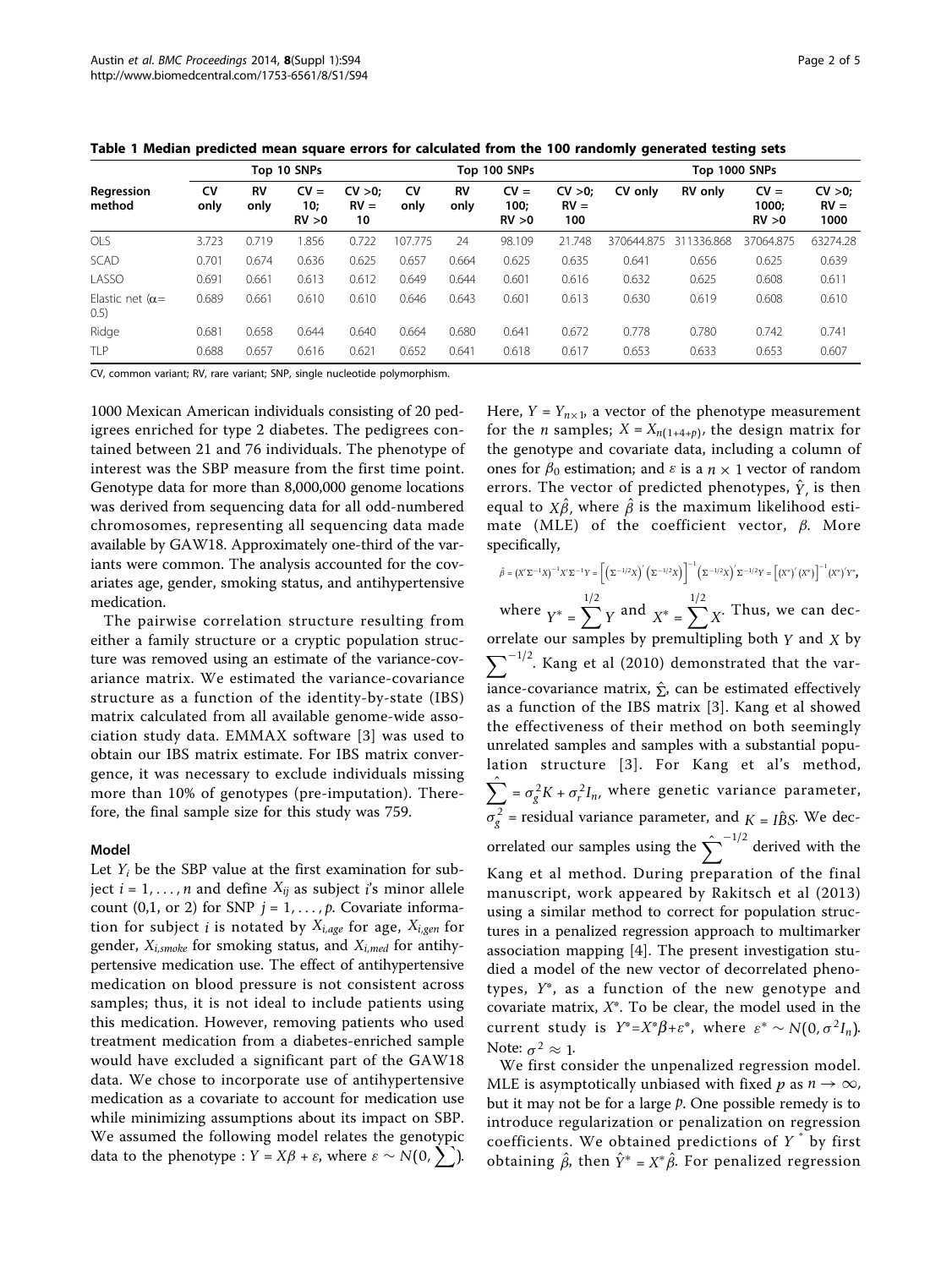**Table 1 Median predicted mean square errors for calculated from the 100 randomly generated testing sets**

| Regression method | Top 10 SNPs | | | | Top 100 SNPs | | | | Top 1000 SNPs | | | |
|---|---|---|---|---|---|---|---|---|---|---|---|---|
| | CV only | RV only | CV = 10; RV >0 | CV >0; RV = 10 | CV only | RV only | CV = 100; RV >0 | CV >0; RV = 100 | CV only | RV only | CV = 1000; RV >0 | CV >0; RV = 1000 |
| OLS | 3.723 | 0.719 | 1.856 | 0.722 | 107.775 | 24 | 98.109 | 21.748 | 370644.875 | 311336.868 | 37064.875 | 63274.28 |
| SCAD | 0.701 | 0.674 | 0.636 | 0.625 | 0.657 | 0.664 | 0.625 | 0.635 | 0.641 | 0.656 | 0.625 | 0.639 |
| LASSO | 0.691 | 0.661 | 0.613 | 0.612 | 0.649 | 0.644 | 0.601 | 0.616 | 0.632 | 0.625 | 0.608 | 0.611 |
| Elastic net ($\alpha$= 0.5) | 0.689 | 0.661 | 0.610 | 0.610 | 0.646 | 0.643 | 0.601 | 0.613 | 0.630 | 0.619 | 0.608 | 0.610 |
| Ridge | 0.681 | 0.658 | 0.644 | 0.640 | 0.664 | 0.680 | 0.641 | 0.672 | 0.778 | 0.780 | 0.742 | 0.741 |
| TLP | 0.688 | 0.657 | 0.616 | 0.621 | 0.652 | 0.641 | 0.618 | 0.617 | 0.653 | 0.633 | 0.653 | 0.607 |

CV, common variant; RV, rare variant; SNP, single nucleotide polymorphism.

1000 Mexican American individuals consisting of 20 pedigrees enriched for type 2 diabetes. The pedigrees contained between 21 and 76 individuals. The phenotype of interest was the SBP measure from the first time point. Genotype data for more than 8,000,000 genome locations was derived from sequencing data for all odd-numbered chromosomes, representing all sequencing data made available by GAW18. Approximately one-third of the variants were common. The analysis accounted for the covariates age, gender, smoking status, and antihypertensive medication.

The pairwise correlation structure resulting from either a family structure or a cryptic population structure was removed using an estimate of the variance-covariance matrix. We estimated the variance-covariance structure as a function of the identity-by-state (IBS) matrix calculated from all available genome-wide association study data. EMMAX software [3] was used to obtain our IBS matrix estimate. For IBS matrix convergence, it was necessary to exclude individuals missing more than 10% of genotypes (pre-imputation). Therefore, the final sample size for this study was 759.

### Model

Let $Y_i$ be the SBP value at the first examination for subject $i = 1, \ldots, n$ and define $X_{ij}$ as subject $i$'s minor allele count (0,1, or 2) for SNP $j = 1, \ldots, p$. Covariate information for subject $i$ is notated by $X_{i,age}$ for age, $X_{i,gen}$ for gender, $X_{i,smoke}$ for smoking status, and $X_{i,med}$ for antihypertensive medication use. The effect of antihypertensive medication on blood pressure is not consistent across samples; thus, it is not ideal to include patients using this medication. However, removing patients who used treatment medication from a diabetes-enriched sample would have excluded a significant part of the GAW18 data. We chose to incorporate use of antihypertensive medication as a covariate to account for medication use while minimizing assumptions about its impact on SBP. We assumed the following model relates the genotypic data to the phenotype : $Y = X\beta + \varepsilon$, where $\varepsilon \sim N(0, \sum)$.

Here, $Y = Y_{n\times 1}$, a vector of the phenotype measurement for the $n$ samples; $X = X_{n(1+4+p)}$, the design matrix for the genotype and covariate data, including a column of ones for $\beta_0$ estimation; and $\varepsilon$ is a $n \times 1$ vector of random errors. The vector of predicted phenotypes, $\hat{Y}$, is then equal to $X\hat{\beta}$, where $\hat{\beta}$ is the maximum likelihood estimate (MLE) of the coefficient vector, $\beta$. More specifically,

$$\hat{\beta} = \left(X'\Sigma^{-1}X\right)^{-1}X'\Sigma^{-1}Y = \left[\left(\Sigma^{-1/2}X\right)'\left(\Sigma^{-1/2}X\right)\right]^{-1}\left(\Sigma^{-1/2}X\right)'\Sigma^{-1/2}Y = \left[\left(X^{*}\right)'\left(X^{*}\right)\right]^{-1}\left(X^{*}\right)'Y^{*},$$

where $Y^{*} = \sum^{1/2} Y$ and $X^{*} = \sum^{1/2} X$. Thus, we can decorrelate our samples by premultipling both $Y$ and $X$ by $\sum^{-1/2}$. Kang et al (2010) demonstrated that the variance-covariance matrix, $\hat{\Sigma}$, can be estimated effectively as a function of the IBS matrix [3]. Kang et al showed the effectiveness of their method on both seemingly unrelated samples and samples with a substantial population structure [3]. For Kang et al's method, $\hat{\sum} = \sigma_g^2 K + \sigma_r^2 I_n$, where genetic variance parameter, $\sigma_g^2$ = residual variance parameter, and $K = I\hat{B}S$. We decorrelated our samples using the $\hat{\sum}^{-1/2}$ derived with the Kang et al method. During preparation of the final manuscript, work appeared by Rakitsch et al (2013) using a similar method to correct for population structures in a penalized regression approach to multimarker association mapping [4]. The present investigation studied a model of the new vector of decorrelated phenotypes, $Y^{*}$, as a function of the new genotype and covariate matrix, $X^{*}$. To be clear, the model used in the current study is $Y^{*}=X^{*}\beta+\varepsilon^{*}$, where $\varepsilon^{*} \sim N(0, \sigma^2 I_n)$. Note: $\sigma^2 \approx 1$.

We first consider the unpenalized regression model. MLE is asymptotically unbiased with fixed $p$ as $n \to \infty$, but it may not be for a large $p$. One possible remedy is to introduce regularization or penalization on regression coefficients. We obtained predictions of $Y^{*}$ by first obtaining $\hat{\beta}$, then $\hat{Y}^{*} = X^{*}\hat{\beta}$. For penalized regression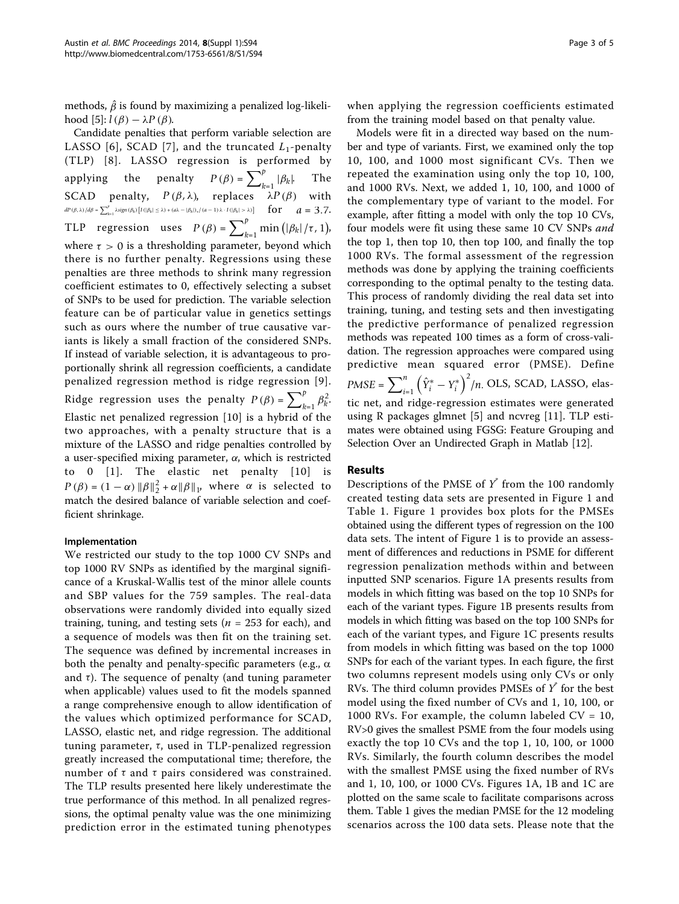methods, $\hat{\beta}$ is found by maximizing a penalized log-likelihood [5]: $l(\beta) - \lambda P(\beta)$.

Candidate penalties that perform variable selection are LASSO [6], SCAD [7], and the truncated $L_1$-penalty (TLP) [8]. LASSO regression is performed by applying the penalty $P(\beta) = \sum_{k=1}^{p} |\beta_k|$. The SCAD penalty, $P(\beta, \lambda)$, replaces $\lambda P(\beta)$ with $dP(\beta, \lambda)/d\beta = \sum_{k=1}^{p} \lambda sign(\beta_k)\left[I(|\beta_k| \leq \lambda) + (a\lambda - |\beta_k|)_+ / (a-1)\lambda \cdot I(|\beta_k| > \lambda)\right]$ for $a = 3.7$. TLP regression uses $P(\beta) = \sum_{k=1}^{p} \min(|\beta_k|/\tau, 1)$, where $\tau > 0$ is a thresholding parameter, beyond which there is no further penalty. Regressions using these penalties are three methods to shrink many regression coefficient estimates to 0, effectively selecting a subset of SNPs to be used for prediction. The variable selection feature can be of particular value in genetics settings such as ours where the number of true causative variants is likely a small fraction of the considered SNPs. If instead of variable selection, it is advantageous to proportionally shrink all regression coefficients, a candidate penalized regression method is ridge regression [9]. Ridge regression uses the penalty $P(\beta) = \sum_{k=1}^{p} \beta_k^2$. Elastic net penalized regression [10] is a hybrid of the two approaches, with a penalty structure that is a mixture of the LASSO and ridge penalties controlled by a user-specified mixing parameter, $\alpha$, which is restricted to 0 [1]. The elastic net penalty [10] is $P(\beta) = (1-\alpha)\|\beta\|_2^2 + \alpha\|\beta\|_1$, where $\alpha$ is selected to match the desired balance of variable selection and coefficient shrinkage.

### Implementation

We restricted our study to the top 1000 CV SNPs and top 1000 RV SNPs as identified by the marginal significance of a Kruskal-Wallis test of the minor allele counts and SBP values for the 759 samples. The real-data observations were randomly divided into equally sized training, tuning, and testing sets ($n = 253$ for each), and a sequence of models was then fit on the training set. The sequence was defined by incremental increases in both the penalty and penalty-specific parameters (e.g., $\alpha$ and $\tau$). The sequence of penalty (and tuning parameter when applicable) values used to fit the models spanned a range comprehensive enough to allow identification of the values which optimized performance for SCAD, LASSO, elastic net, and ridge regression. The additional tuning parameter, $\tau$, used in TLP-penalized regression greatly increased the computational time; therefore, the number of $\tau$ and $\tau$ pairs considered was constrained. The TLP results presented here likely underestimate the true performance of this method. In all penalized regressions, the optimal penalty value was the one minimizing prediction error in the estimated tuning phenotypes when applying the regression coefficients estimated from the training model based on that penalty value.

Models were fit in a directed way based on the number and type of variants. First, we examined only the top 10, 100, and 1000 most significant CVs. Then we repeated the examination using only the top 10, 100, and 1000 RVs. Next, we added 1, 10, 100, and 1000 of the complementary type of variant to the model. For example, after fitting a model with only the top 10 CVs, four models were fit using these same 10 CV SNPs *and* the top 1, then top 10, then top 100, and finally the top 1000 RVs. The formal assessment of the regression methods was done by applying the training coefficients corresponding to the optimal penalty to the testing data. This process of randomly dividing the real data set into training, tuning, and testing sets and then investigating the predictive performance of penalized regression methods was repeated 100 times as a form of cross-validation. The regression approaches were compared using predictive mean squared error (PMSE). Define $PMSE = \sum_{i=1}^{n} \left(\hat{Y}_i^* - Y_i^*\right)^2 / n$. OLS, SCAD, LASSO, elastic net, and ridge-regression estimates were generated using R packages glmnet [5] and ncvreg [11]. TLP estimates were obtained using FGSG: Feature Grouping and Selection Over an Undirected Graph in Matlab [12].

## Results

Descriptions of the PMSE of $Y^*$ from the 100 randomly created testing data sets are presented in Figure 1 and Table 1. Figure 1 provides box plots for the PMSEs obtained using the different types of regression on the 100 data sets. The intent of Figure 1 is to provide an assessment of differences and reductions in PSME for different regression penalization methods within and between inputted SNP scenarios. Figure 1A presents results from models in which fitting was based on the top 10 SNPs for each of the variant types. Figure 1B presents results from models in which fitting was based on the top 100 SNPs for each of the variant types, and Figure 1C presents results from models in which fitting was based on the top 1000 SNPs for each of the variant types. In each figure, the first two columns represent models using only CVs or only RVs. The third column provides PMSEs of $Y^*$ for the best model using the fixed number of CVs and 1, 10, 100, or 1000 RVs. For example, the column labeled CV = 10, RV>0 gives the smallest PSME from the four models using exactly the top 10 CVs and the top 1, 10, 100, or 1000 RVs. Similarly, the fourth column describes the model with the smallest PMSE using the fixed number of RVs and 1, 10, 100, or 1000 CVs. Figures 1A, 1B and 1C are plotted on the same scale to facilitate comparisons across them. Table 1 gives the median PMSE for the 12 modeling scenarios across the 100 data sets. Please note that the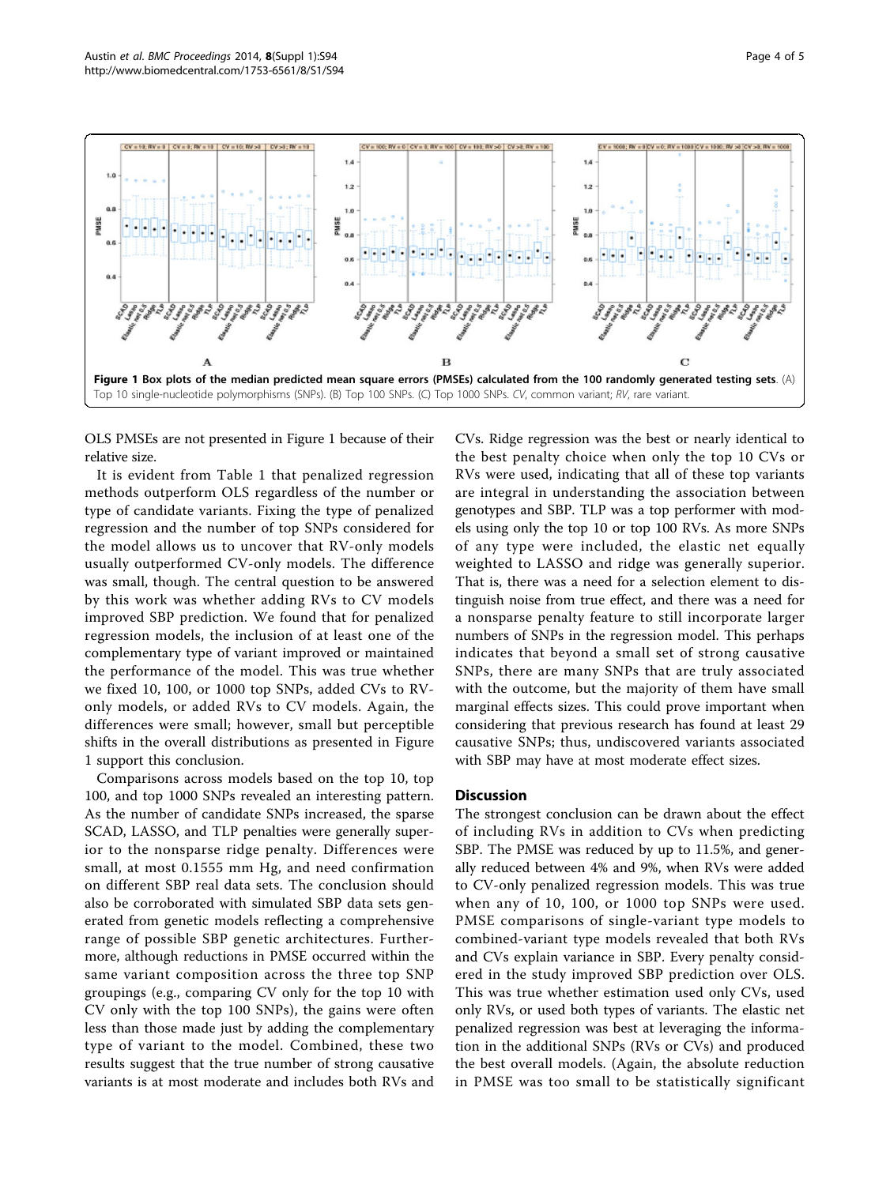**Figure 1 Box plots of the median predicted mean square errors (PMSEs) calculated from the 100 randomly generated testing sets**. (A) Top 10 single-nucleotide polymorphisms (SNPs). (B) Top 100 SNPs. (C) Top 1000 SNPs. *CV*, common variant; *RV*, rare variant.

OLS PMSEs are not presented in Figure 1 because of their relative size.

It is evident from Table 1 that penalized regression methods outperform OLS regardless of the number or type of candidate variants. Fixing the type of penalized regression and the number of top SNPs considered for the model allows us to uncover that RV-only models usually outperformed CV-only models. The difference was small, though. The central question to be answered by this work was whether adding RVs to CV models improved SBP prediction. We found that for penalized regression models, the inclusion of at least one of the complementary type of variant improved or maintained the performance of the model. This was true whether we fixed 10, 100, or 1000 top SNPs, added CVs to RV-only models, or added RVs to CV models. Again, the differences were small; however, small but perceptible shifts in the overall distributions as presented in Figure 1 support this conclusion.

Comparisons across models based on the top 10, top 100, and top 1000 SNPs revealed an interesting pattern. As the number of candidate SNPs increased, the sparse SCAD, LASSO, and TLP penalties were generally superior to the nonsparse ridge penalty. Differences were small, at most 0.1555 mm Hg, and need confirmation on different SBP real data sets. The conclusion should also be corroborated with simulated SBP data sets generated from genetic models reflecting a comprehensive range of possible SBP genetic architectures. Furthermore, although reductions in PMSE occurred within the same variant composition across the three top SNP groupings (e.g., comparing CV only for the top 10 with CV only with the top 100 SNPs), the gains were often less than those made just by adding the complementary type of variant to the model. Combined, these two results suggest that the true number of strong causative variants is at most moderate and includes both RVs and CVs. Ridge regression was the best or nearly identical to the best penalty choice when only the top 10 CVs or RVs were used, indicating that all of these top variants are integral in understanding the association between genotypes and SBP. TLP was a top performer with models using only the top 10 or top 100 RVs. As more SNPs of any type were included, the elastic net equally weighted to LASSO and ridge was generally superior. That is, there was a need for a selection element to distinguish noise from true effect, and there was a need for a nonsparse penalty feature to still incorporate larger numbers of SNPs in the regression model. This perhaps indicates that beyond a small set of strong causative SNPs, there are many SNPs that are truly associated with the outcome, but the majority of them have small marginal effects sizes. This could prove important when considering that previous research has found at least 29 causative SNPs; thus, undiscovered variants associated with SBP may have at most moderate effect sizes.

## Discussion

The strongest conclusion can be drawn about the effect of including RVs in addition to CVs when predicting SBP. The PMSE was reduced by up to 11.5%, and generally reduced between 4% and 9%, when RVs were added to CV-only penalized regression models. This was true when any of 10, 100, or 1000 top SNPs were used. PMSE comparisons of single-variant type models to combined-variant type models revealed that both RVs and CVs explain variance in SBP. Every penalty considered in the study improved SBP prediction over OLS. This was true whether estimation used only CVs, used only RVs, or used both types of variants. The elastic net penalized regression was best at leveraging the information in the additional SNPs (RVs or CVs) and produced the best overall models. (Again, the absolute reduction in PMSE was too small to be statistically significant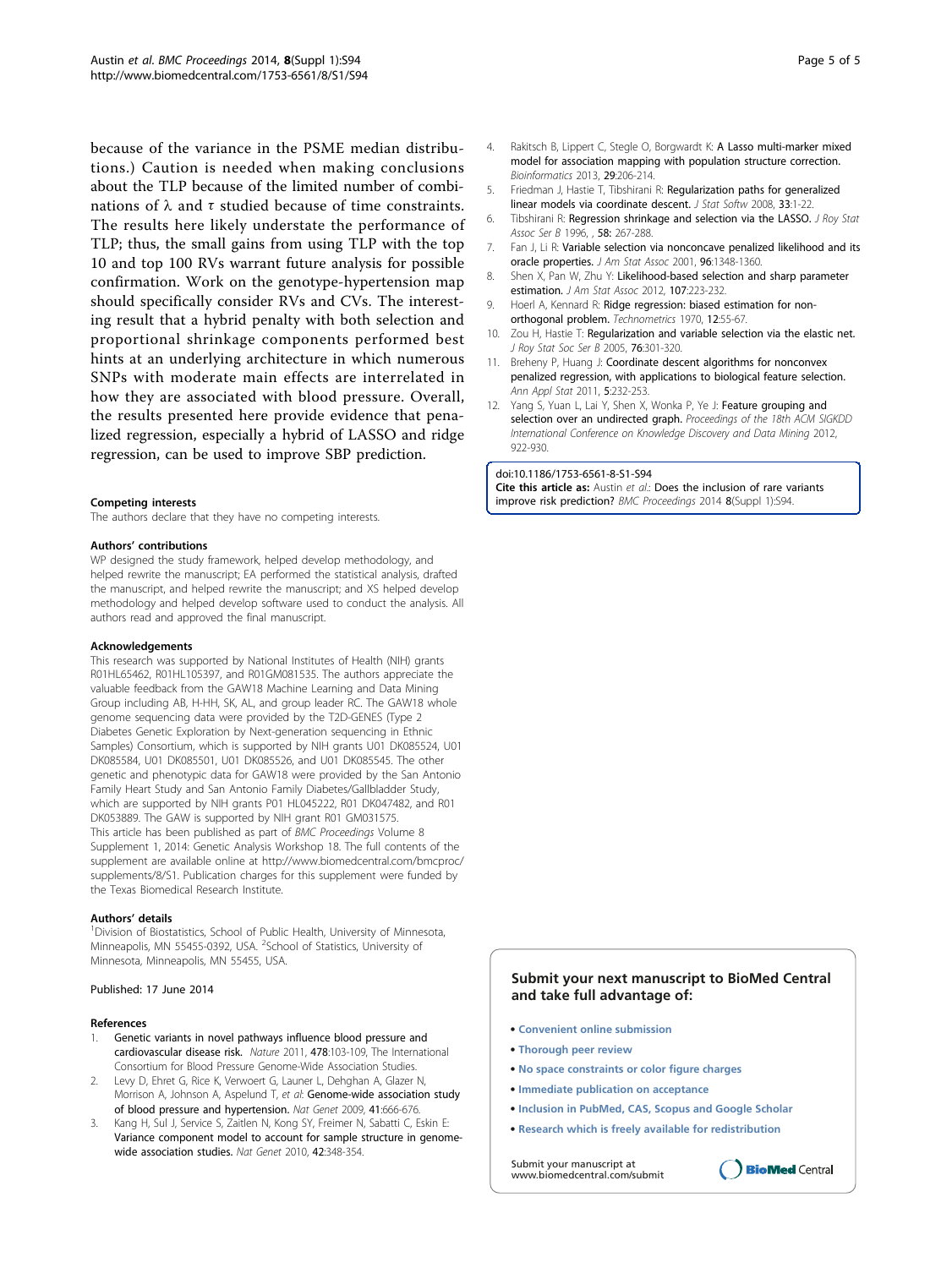because of the variance in the PSME median distributions.) Caution is needed when making conclusions about the TLP because of the limited number of combinations of $\lambda$ and $\tau$ studied because of time constraints. The results here likely understate the performance of TLP; thus, the small gains from using TLP with the top 10 and top 100 RVs warrant future analysis for possible confirmation. Work on the genotype-hypertension map should specifically consider RVs and CVs. The interesting result that a hybrid penalty with both selection and proportional shrinkage components performed best hints at an underlying architecture in which numerous SNPs with moderate main effects are interrelated in how they are associated with blood pressure. Overall, the results presented here provide evidence that penalized regression, especially a hybrid of LASSO and ridge regression, can be used to improve SBP prediction.

#### Competing interests

The authors declare that they have no competing interests.

#### Authors' contributions

WP designed the study framework, helped develop methodology, and helped rewrite the manuscript; EA performed the statistical analysis, drafted the manuscript, and helped rewrite the manuscript; and XS helped develop methodology and helped develop software used to conduct the analysis. All authors read and approved the final manuscript.

#### Acknowledgements

This research was supported by National Institutes of Health (NIH) grants R01HL65462, R01HL105397, and R01GM081535. The authors appreciate the valuable feedback from the GAW18 Machine Learning and Data Mining Group including AB, H-HH, SK, AL, and group leader RC. The GAW18 whole genome sequencing data were provided by the T2D-GENES (Type 2 Diabetes Genetic Exploration by Next-generation sequencing in Ethnic Samples) Consortium, which is supported by NIH grants U01 DK085524, U01 DK085584, U01 DK085501, U01 DK085526, and U01 DK085545. The other genetic and phenotypic data for GAW18 were provided by the San Antonio Family Heart Study and San Antonio Family Diabetes/Gallbladder Study, which are supported by NIH grants P01 HL045222, R01 DK047482, and R01 DK053889. The GAW is supported by NIH grant R01 GM031575.
This article has been published as part of *BMC Proceedings* Volume 8 Supplement 1, 2014: Genetic Analysis Workshop 18. The full contents of the supplement are available online at http://www.biomedcentral.com/bmcproc/supplements/8/S1. Publication charges for this supplement were funded by the Texas Biomedical Research Institute.

#### Authors' details

[1]Division of Biostatistics, School of Public Health, University of Minnesota, Minneapolis, MN 55455-0392, USA. [2]School of Statistics, University of Minnesota, Minneapolis, MN 55455, USA.

Published: 17 June 2014

#### References

1. Genetic variants in novel pathways influence blood pressure and cardiovascular disease risk. *Nature* 2011, **478**:103-109, The International Consortium for Blood Pressure Genome-Wide Association Studies.
2. Levy D, Ehret G, Rice K, Verwoert G, Launer L, Dehghan A, Glazer N, Morrison A, Johnson A, Aspelund T, *et al*: Genome-wide association study of blood pressure and hypertension. *Nat Genet* 2009, **41**:666-676.
3. Kang H, Sul J, Service S, Zaitlen N, Kong SY, Freimer N, Sabatti C, Eskin E: Variance component model to account for sample structure in genome-wide association studies. *Nat Genet* 2010, **42**:348-354.
4. Rakitsch B, Lippert C, Stegle O, Borgwardt K: A Lasso multi-marker mixed model for association mapping with population structure correction. *Bioinformatics* 2013, **29**:206-214.
5. Friedman J, Hastie T, Tibshirani R: Regularization paths for generalized linear models via coordinate descent. *J Stat Softw* 2008, **33**:1-22.
6. Tibshirani R: Regression shrinkage and selection via the LASSO. *J Roy Stat Assoc Ser B* 1996, , **58**: 267-288.
7. Fan J, Li R: Variable selection via nonconcave penalized likelihood and its oracle properties. *J Am Stat Assoc* 2001, **96**:1348-1360.
8. Shen X, Pan W, Zhu Y: Likelihood-based selection and sharp parameter estimation. *J Am Stat Assoc* 2012, **107**:223-232.
9. Hoerl A, Kennard R: Ridge regression: biased estimation for non-orthogonal problem. *Technometrics* 1970, **12**:55-67.
10. Zou H, Hastie T: Regularization and variable selection via the elastic net. *J Roy Stat Soc Ser B* 2005, **76**:301-320.
11. Breheny P, Huang J: Coordinate descent algorithms for nonconvex penalized regression, with applications to biological feature selection. *Ann Appl Stat* 2011, **5**:232-253.
12. Yang S, Yuan L, Lai Y, Shen X, Wonka P, Ye J: Feature grouping and selection over an undirected graph. *Proceedings of the 18th ACM SIGKDD International Conference on Knowledge Discovery and Data Mining* 2012, 922-930.

doi:10.1186/1753-6561-8-S1-S94
**Cite this article as:** Austin *et al.*: Does the inclusion of rare variants improve risk prediction? *BMC Proceedings* 2014 **8**(Suppl 1):S94.